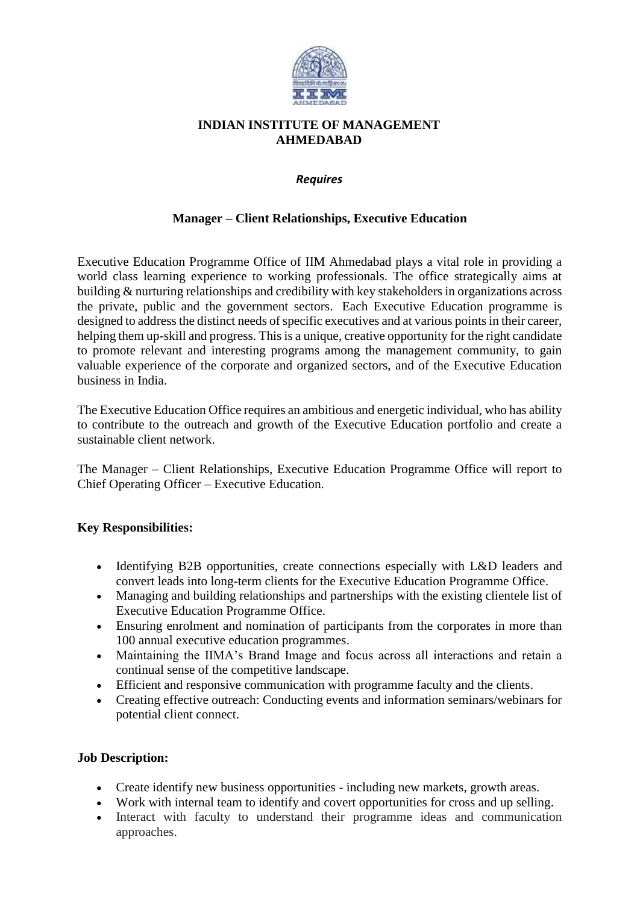# INDIAN INSTITUTE OF MANAGEMENT AHMEDABAD

***Requires***

## Manager – Client Relationships, Executive Education

Executive Education Programme Office of IIM Ahmedabad plays a vital role in providing a world class learning experience to working professionals. The office strategically aims at building & nurturing relationships and credibility with key stakeholders in organizations across the private, public and the government sectors. Each Executive Education programme is designed to address the distinct needs of specific executives and at various points in their career, helping them up-skill and progress. This is a unique, creative opportunity for the right candidate to promote relevant and interesting programs among the management community, to gain valuable experience of the corporate and organized sectors, and of the Executive Education business in India.

The Executive Education Office requires an ambitious and energetic individual, who has ability to contribute to the outreach and growth of the Executive Education portfolio and create a sustainable client network.

The Manager – Client Relationships, Executive Education Programme Office will report to Chief Operating Officer – Executive Education.

**Key Responsibilities:**

- Identifying B2B opportunities, create connections especially with L&D leaders and convert leads into long-term clients for the Executive Education Programme Office.
- Managing and building relationships and partnerships with the existing clientele list of Executive Education Programme Office.
- Ensuring enrolment and nomination of participants from the corporates in more than 100 annual executive education programmes.
- Maintaining the IIMA's Brand Image and focus across all interactions and retain a continual sense of the competitive landscape.
- Efficient and responsive communication with programme faculty and the clients.
- Creating effective outreach: Conducting events and information seminars/webinars for potential client connect.

**Job Description:**

- Create identify new business opportunities - including new markets, growth areas.
- Work with internal team to identify and covert opportunities for cross and up selling.
- Interact with faculty to understand their programme ideas and communication approaches.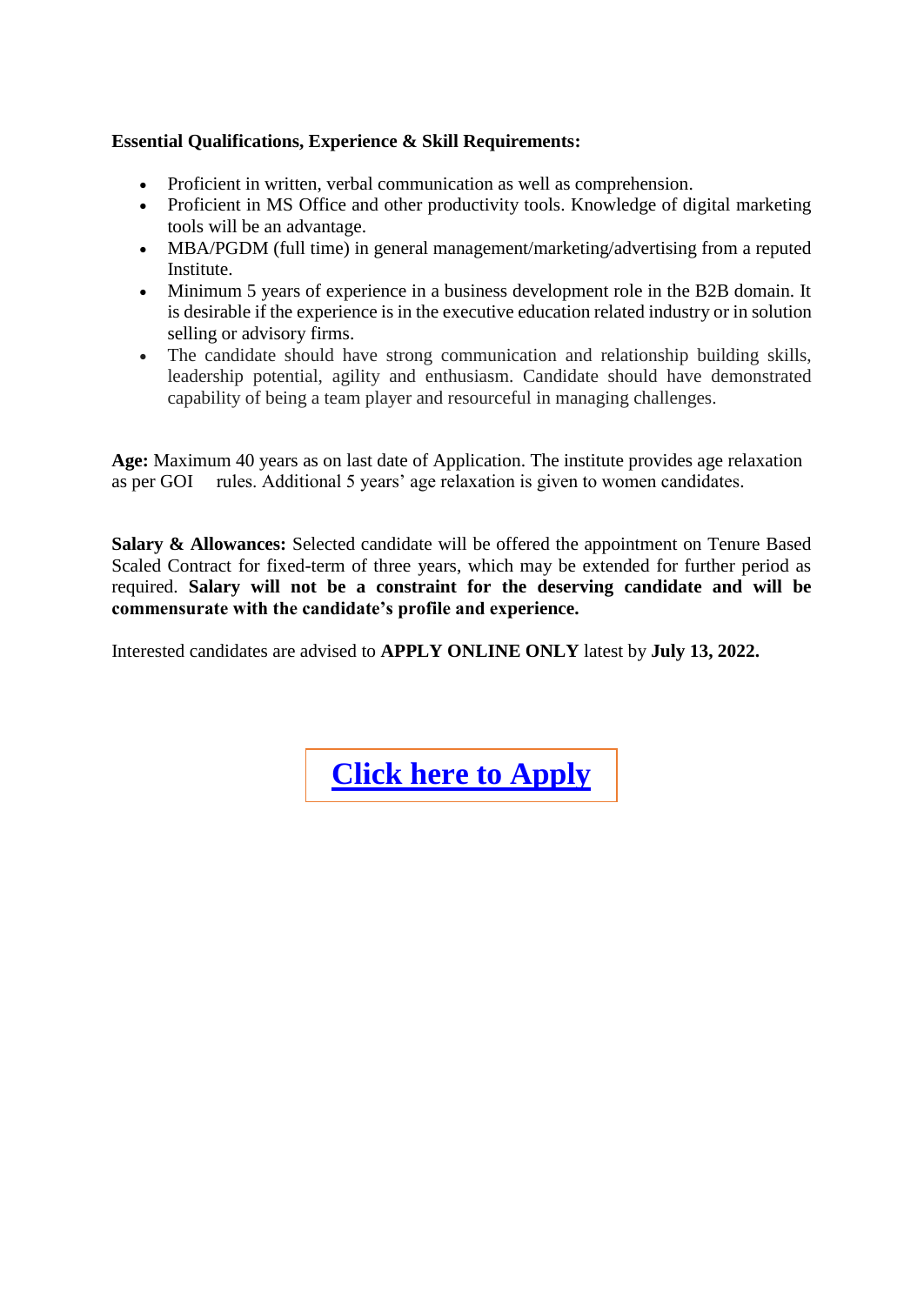**Essential Qualifications, Experience & Skill Requirements:**

- Proficient in written, verbal communication as well as comprehension.
- Proficient in MS Office and other productivity tools. Knowledge of digital marketing tools will be an advantage.
- MBA/PGDM (full time) in general management/marketing/advertising from a reputed Institute.
- Minimum 5 years of experience in a business development role in the B2B domain. It is desirable if the experience is in the executive education related industry or in solution selling or advisory firms.
- The candidate should have strong communication and relationship building skills, leadership potential, agility and enthusiasm. Candidate should have demonstrated capability of being a team player and resourceful in managing challenges.

**Age:** Maximum 40 years as on last date of Application. The institute provides age relaxation as per GOI rules. Additional 5 years' age relaxation is given to women candidates.

**Salary & Allowances:** Selected candidate will be offered the appointment on Tenure Based Scaled Contract for fixed-term of three years, which may be extended for further period as required. **Salary will not be a constraint for the deserving candidate and will be commensurate with the candidate's profile and experience.**

Interested candidates are advised to **APPLY ONLINE ONLY** latest by **July 13, 2022.**

**Click here to Apply**